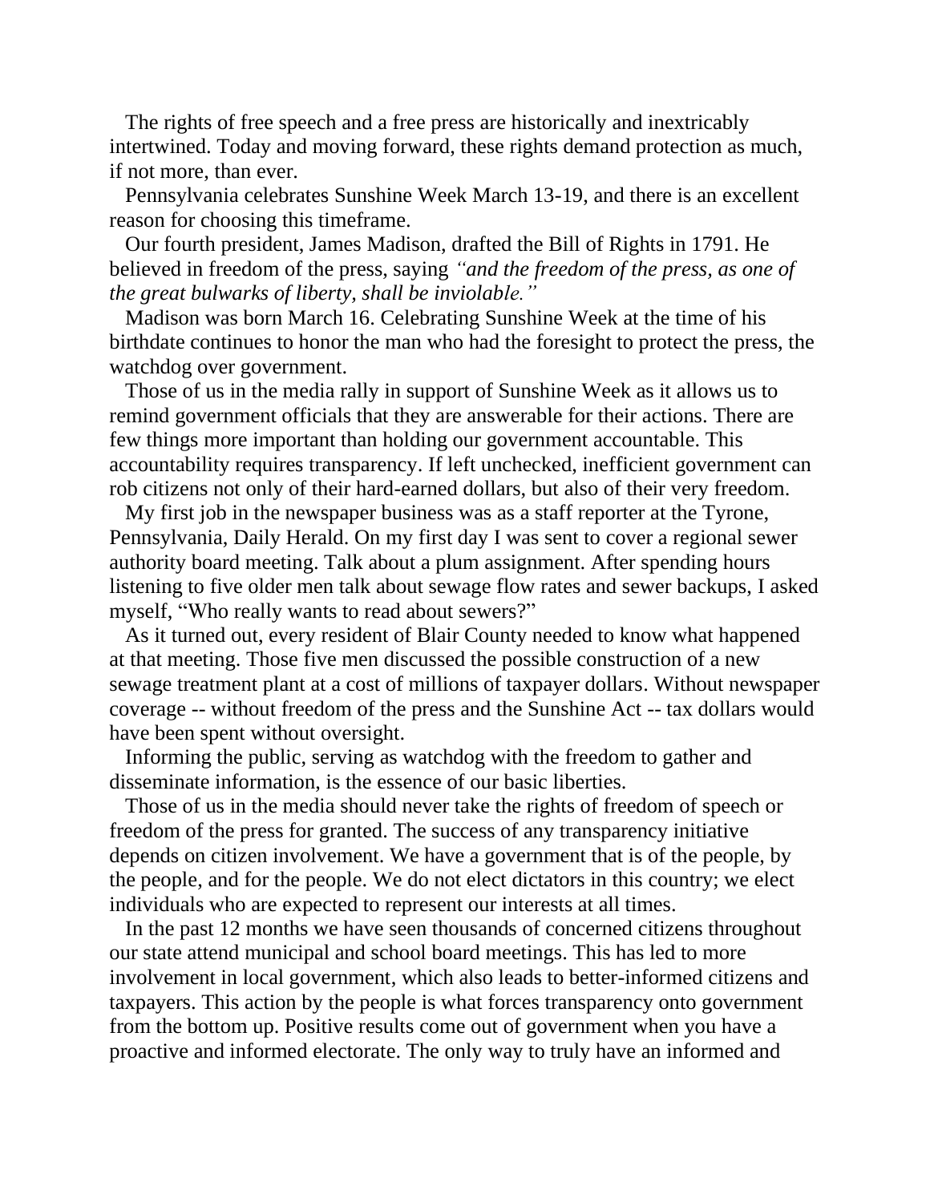The rights of free speech and a free press are historically and inextricably intertwined. Today and moving forward, these rights demand protection as much, if not more, than ever.

Pennsylvania celebrates Sunshine Week March 13-19, and there is an excellent reason for choosing this timeframe.

Our fourth president, James Madison, drafted the Bill of Rights in 1791. He believed in freedom of the press, saying *"and the freedom of the press, as one of the great bulwarks of liberty, shall be inviolable."*

Madison was born March 16. Celebrating Sunshine Week at the time of his birthdate continues to honor the man who had the foresight to protect the press, the watchdog over government.

Those of us in the media rally in support of Sunshine Week as it allows us to remind government officials that they are answerable for their actions. There are few things more important than holding our government accountable. This accountability requires transparency. If left unchecked, inefficient government can rob citizens not only of their hard-earned dollars, but also of their very freedom.

My first job in the newspaper business was as a staff reporter at the Tyrone, Pennsylvania, Daily Herald. On my first day I was sent to cover a regional sewer authority board meeting. Talk about a plum assignment. After spending hours listening to five older men talk about sewage flow rates and sewer backups, I asked myself, "Who really wants to read about sewers?"

As it turned out, every resident of Blair County needed to know what happened at that meeting. Those five men discussed the possible construction of a new sewage treatment plant at a cost of millions of taxpayer dollars. Without newspaper coverage -- without freedom of the press and the Sunshine Act -- tax dollars would have been spent without oversight.

Informing the public, serving as watchdog with the freedom to gather and disseminate information, is the essence of our basic liberties.

Those of us in the media should never take the rights of freedom of speech or freedom of the press for granted. The success of any transparency initiative depends on citizen involvement. We have a government that is of the people, by the people, and for the people. We do not elect dictators in this country; we elect individuals who are expected to represent our interests at all times.

In the past 12 months we have seen thousands of concerned citizens throughout our state attend municipal and school board meetings. This has led to more involvement in local government, which also leads to better-informed citizens and taxpayers. This action by the people is what forces transparency onto government from the bottom up. Positive results come out of government when you have a proactive and informed electorate. The only way to truly have an informed and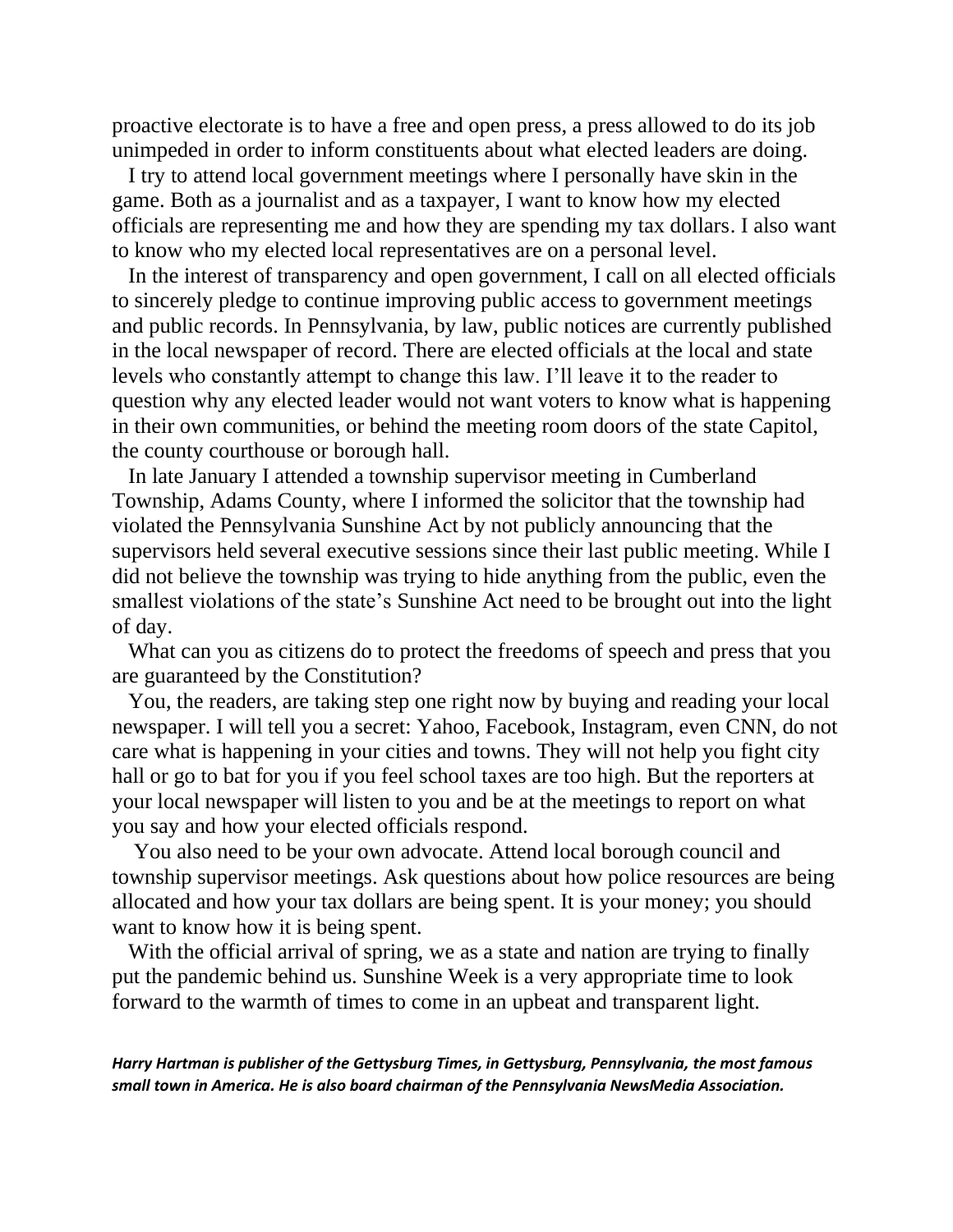proactive electorate is to have a free and open press, a press allowed to do its job unimpeded in order to inform constituents about what elected leaders are doing.

I try to attend local government meetings where I personally have skin in the game. Both as a journalist and as a taxpayer, I want to know how my elected officials are representing me and how they are spending my tax dollars. I also want to know who my elected local representatives are on a personal level.

In the interest of transparency and open government, I call on all elected officials to sincerely pledge to continue improving public access to government meetings and public records. In Pennsylvania, by law, public notices are currently published in the local newspaper of record. There are elected officials at the local and state levels who constantly attempt to change this law. I'll leave it to the reader to question why any elected leader would not want voters to know what is happening in their own communities, or behind the meeting room doors of the state Capitol, the county courthouse or borough hall.

In late January I attended a township supervisor meeting in Cumberland Township, Adams County, where I informed the solicitor that the township had violated the Pennsylvania Sunshine Act by not publicly announcing that the supervisors held several executive sessions since their last public meeting. While I did not believe the township was trying to hide anything from the public, even the smallest violations of the state's Sunshine Act need to be brought out into the light of day.

What can you as citizens do to protect the freedoms of speech and press that you are guaranteed by the Constitution?

You, the readers, are taking step one right now by buying and reading your local newspaper. I will tell you a secret: Yahoo, Facebook, Instagram, even CNN, do not care what is happening in your cities and towns. They will not help you fight city hall or go to bat for you if you feel school taxes are too high. But the reporters at your local newspaper will listen to you and be at the meetings to report on what you say and how your elected officials respond.

You also need to be your own advocate. Attend local borough council and township supervisor meetings. Ask questions about how police resources are being allocated and how your tax dollars are being spent. It is your money; you should want to know how it is being spent.

With the official arrival of spring, we as a state and nation are trying to finally put the pandemic behind us. Sunshine Week is a very appropriate time to look forward to the warmth of times to come in an upbeat and transparent light.

***Harry Hartman is publisher of the Gettysburg Times, in Gettysburg, Pennsylvania, the most famous small town in America. He is also board chairman of the Pennsylvania NewsMedia Association.***